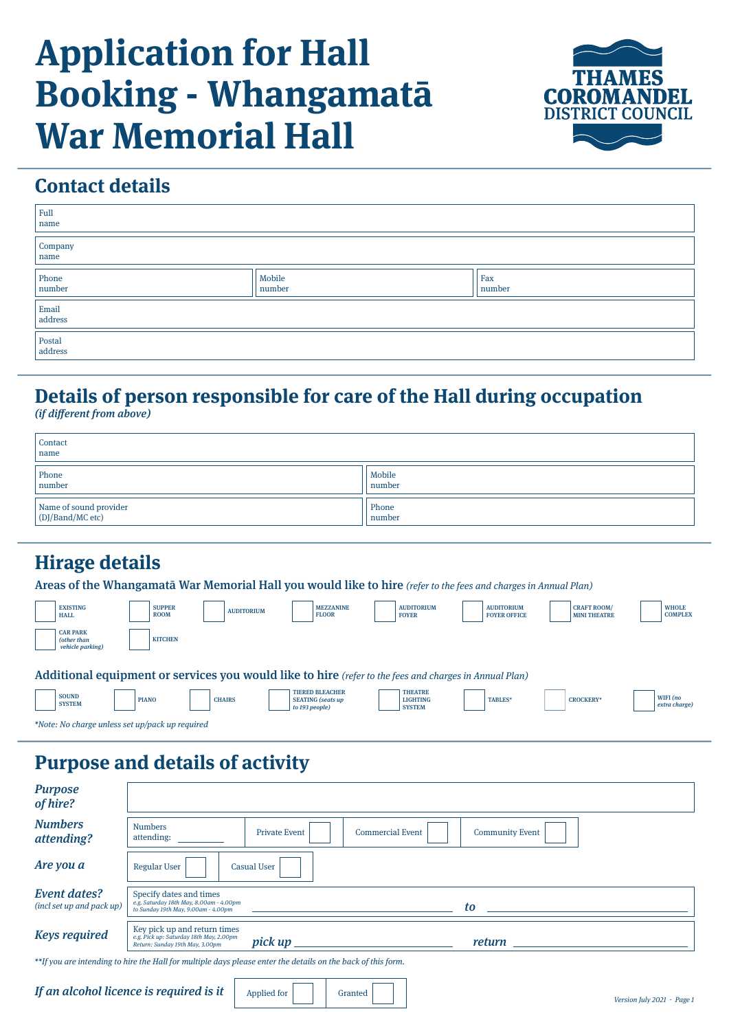# Application for Hall Booking - Whangamatā War Memorial Hall

THAMES COROMANDEL DISTRICT COUNCIL

## Contact details

| | | | | | |
|---|---|---|---|---|---|
| Full name | | | | | |
| Company name | | | | | |
| Phone number | | Mobile number | | Fax number | |
| Email address | | | | | |
| Postal address | | | | | |

## Details of person responsible for care of the Hall during occupation

*(if different from above)*

| | | | |
|---|---|---|---|
| Contact name | | | |
| Phone number | | Mobile number | |
| Name of sound provider (DJ/Band/MC etc) | | Phone number | |

## Hirage details

### Areas of the Whangamatā War Memorial Hall you would like to hire *(refer to the fees and charges in Annual Plan)*

- ☐ EXISTING HALL
- ☐ SUPPER ROOM
- ☐ AUDITORIUM
- ☐ MEZZANINE FLOOR
- ☐ AUDITORIUM FOYER
- ☐ AUDITORIUM FOYER OFFICE
- ☐ CRAFT ROOM/ MINI THEATRE
- ☐ WHOLE COMPLEX
- ☐ CAR PARK *(other than vehicle parking)*
- ☐ KITCHEN

### Additional equipment or services you would like to hire *(refer to the fees and charges in Annual Plan)*

- ☐ SOUND SYSTEM
- ☐ PIANO
- ☐ CHAIRS
- ☐ TIERED BLEACHER SEATING *(seats up to 193 people)*
- ☐ THEATRE LIGHTING SYSTEM
- ☐ TABLES*
- ☐ CROCKERY*
- ☐ WIFI *(no extra charge)*

*\*Note: No charge unless set up/pack up required*

## Purpose and details of activity

***Purpose of hire?*** ____________________

***Numbers attending?*** Numbers attending: ________ ☐ Private Event ☐ Commercial Event ☐ Community Event

***Are you a*** ☐ Regular User ☐ Casual User

***Event dates?*** *(incl set up and pack up)*
Specify dates and times
*e.g. Saturday 18th May, 8.00am - 4.00pm to Sunday 19th May, 9.00am - 4.00pm*
____________________ ***to*** ____________________

***Keys required***
Key pick up and return times
*e.g. Pick up: Saturday 18th May, 2.00pm Return: Sunday 19th May, 3.00pm*
***pick up*** ____________________ ***return*** ____________________

*\*\*If you are intending to hire the Hall for multiple days please enter the details on the back of this form.*

***If an alcohol licence is required is it*** ☐ Applied for ☐ Granted

*Version July 2021*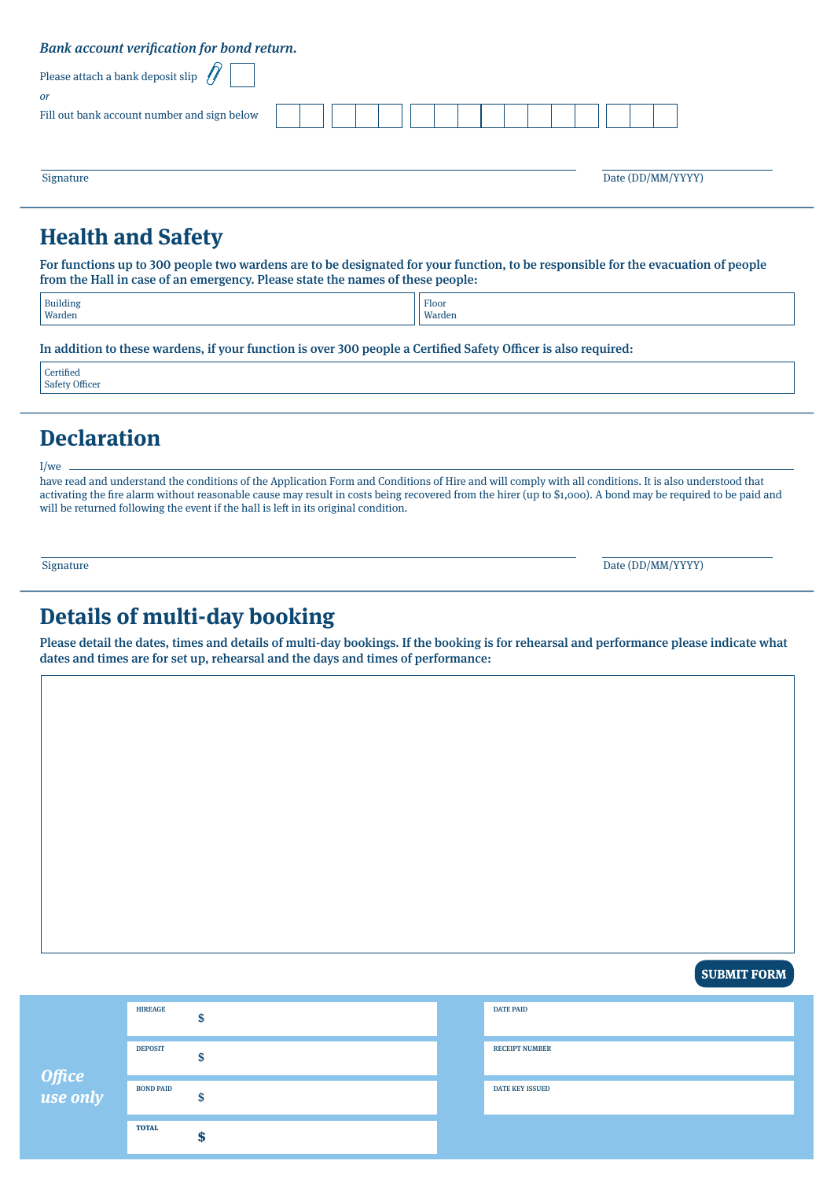*Bank account verification for bond return.*

Please attach a bank deposit slip ☐

*or*

Fill out bank account number and sign below

Signature _______________ Date (DD/MM/YYYY) _______________

## Health and Safety

**For functions up to 300 people two wardens are to be designated for your function, to be responsible for the evacuation of people from the Hall in case of an emergency. Please state the names of these people:**

| Building Warden | Floor Warden |
|---|---|
| | |

**In addition to these wardens, if your function is over 300 people a Certified Safety Officer is also required:**

Certified Safety Officer _______________

## Declaration

I/we _______________

have read and understand the conditions of the Application Form and Conditions of Hire and will comply with all conditions. It is also understood that activating the fire alarm without reasonable cause may result in costs being recovered from the hirer (up to $1,000). A bond may be required to be paid and will be returned following the event if the hall is left in its original condition.

Signature _______________ Date (DD/MM/YYYY) _______________

## Details of multi-day booking

**Please detail the dates, times and details of multi-day bookings. If the booking is for rehearsal and performance please indicate what dates and times are for set up, rehearsal and the days and times of performance:**

**SUBMIT FORM**

*Office use only*

| | |
|---|---|
| HIREAGE $ | DATE PAID |
| DEPOSIT $ | RECEIPT NUMBER |
| BOND PAID $ | DATE KEY ISSUED |
| TOTAL $ | |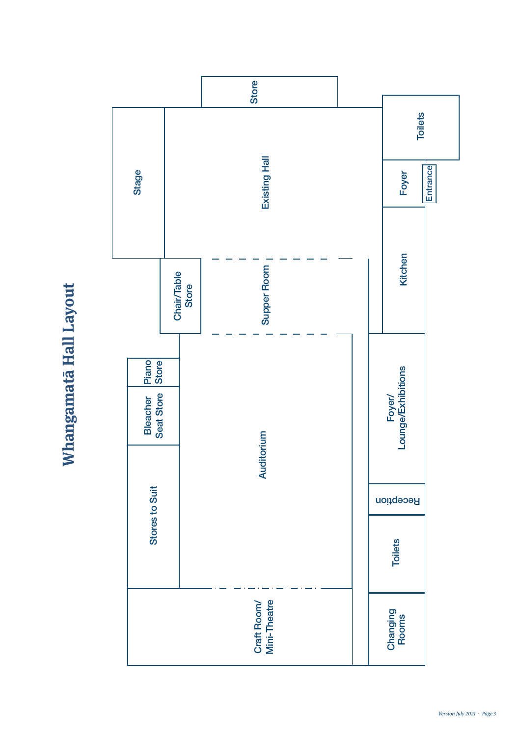# Whangamatā Hall Layout

Store

Stage

Existing Hall

Toilets

Foyer

Entrance

Chair/Table Store

Supper Room

Kitchen

Piano Store

Bleacher Seat Store

Auditorium

Foyer/ Lounge/Exhibitions

Stores to Suit

Reception

Toilets

Craft Room/ Mini-Theatre

Changing Rooms